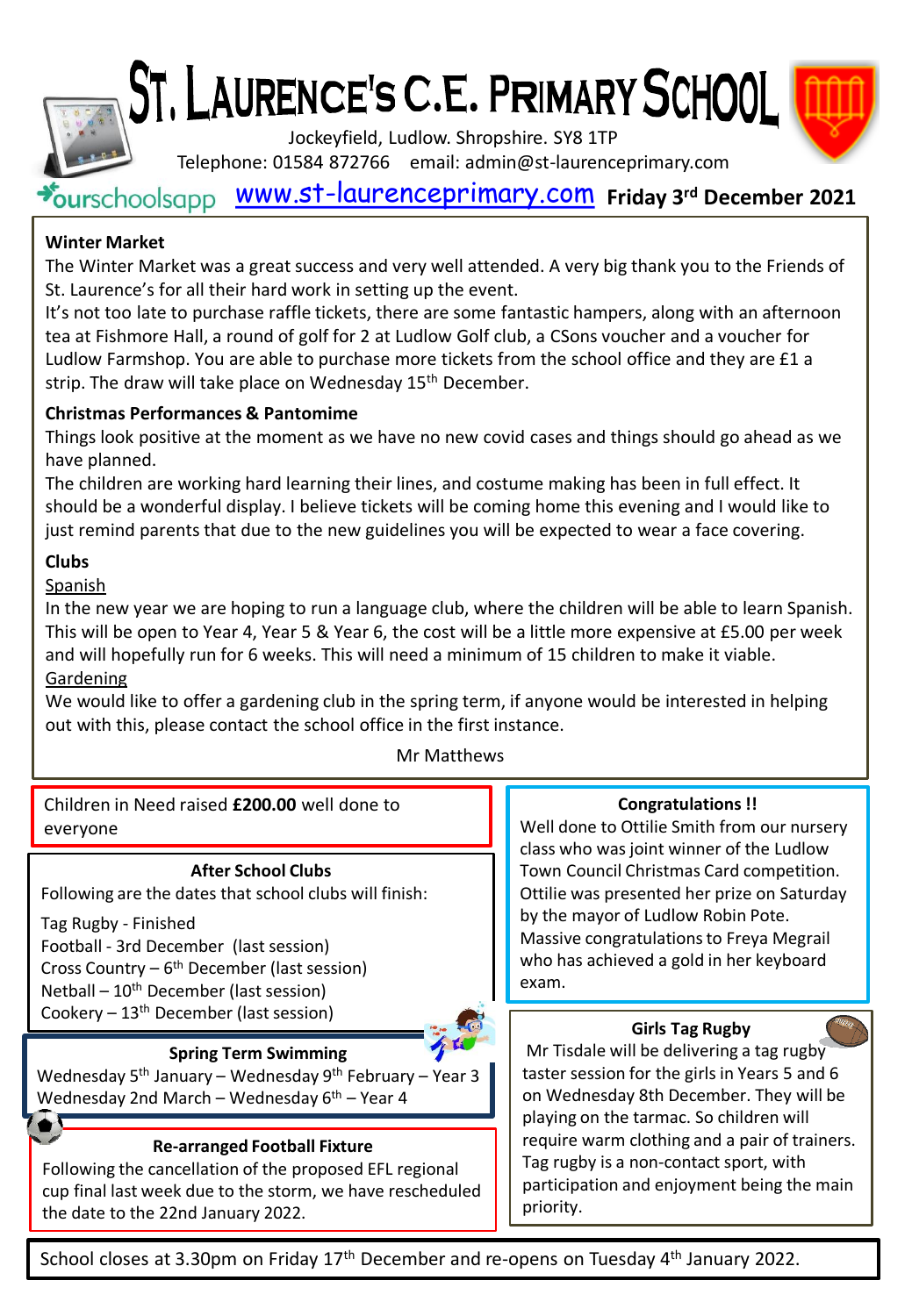# St. Laurence's C.E. Primary School

Jockeyfield, Ludlow. Shropshire. SY8 1TP

Telephone: 01584 872766 email: admin@st-laurenceprimary.com

ourschoolsapp www.st-laurenceprimary.com **Friday 3rd December 2021**

**Winter Market**

The Winter Market was a great success and very well attended. A very big thank you to the Friends of St. Laurence's for all their hard work in setting up the event.

It's not too late to purchase raffle tickets, there are some fantastic hampers, along with an afternoon tea at Fishmore Hall, a round of golf for 2 at Ludlow Golf club, a CSons voucher and a voucher for Ludlow Farmshop. You are able to purchase more tickets from the school office and they are £1 a strip. The draw will take place on Wednesday 15th December.

**Christmas Performances & Pantomime**

Things look positive at the moment as we have no new covid cases and things should go ahead as we have planned.

The children are working hard learning their lines, and costume making has been in full effect. It should be a wonderful display. I believe tickets will be coming home this evening and I would like to just remind parents that due to the new guidelines you will be expected to wear a face covering.

**Clubs**

Spanish

In the new year we are hoping to run a language club, where the children will be able to learn Spanish. This will be open to Year 4, Year 5 & Year 6, the cost will be a little more expensive at £5.00 per week and will hopefully run for 6 weeks. This will need a minimum of 15 children to make it viable.

Gardening

We would like to offer a gardening club in the spring term, if anyone would be interested in helping out with this, please contact the school office in the first instance.

Mr Matthews

Children in Need raised **£200.00** well done to everyone

**After School Clubs**

Following are the dates that school clubs will finish:

Tag Rugby - Finished
Football - 3rd December (last session)
Cross Country – 6th December (last session)
Netball – 10th December (last session)
Cookery – 13th December (last session)

**Spring Term Swimming**

Wednesday 5th January – Wednesday 9th February – Year 3
Wednesday 2nd March – Wednesday 6th – Year 4

**Re-arranged Football Fixture**

Following the cancellation of the proposed EFL regional cup final last week due to the storm, we have rescheduled the date to the 22nd January 2022.

**Congratulations !!**

Well done to Ottilie Smith from our nursery class who was joint winner of the Ludlow Town Council Christmas Card competition. Ottilie was presented her prize on Saturday by the mayor of Ludlow Robin Pote.

Massive congratulations to Freya Megrail who has achieved a gold in her keyboard exam.

**Girls Tag Rugby**

Mr Tisdale will be delivering a tag rugby taster session for the girls in Years 5 and 6 on Wednesday 8th December. They will be playing on the tarmac. So children will require warm clothing and a pair of trainers. Tag rugby is a non-contact sport, with participation and enjoyment being the main priority.

School closes at 3.30pm on Friday 17th December and re-opens on Tuesday 4th January 2022.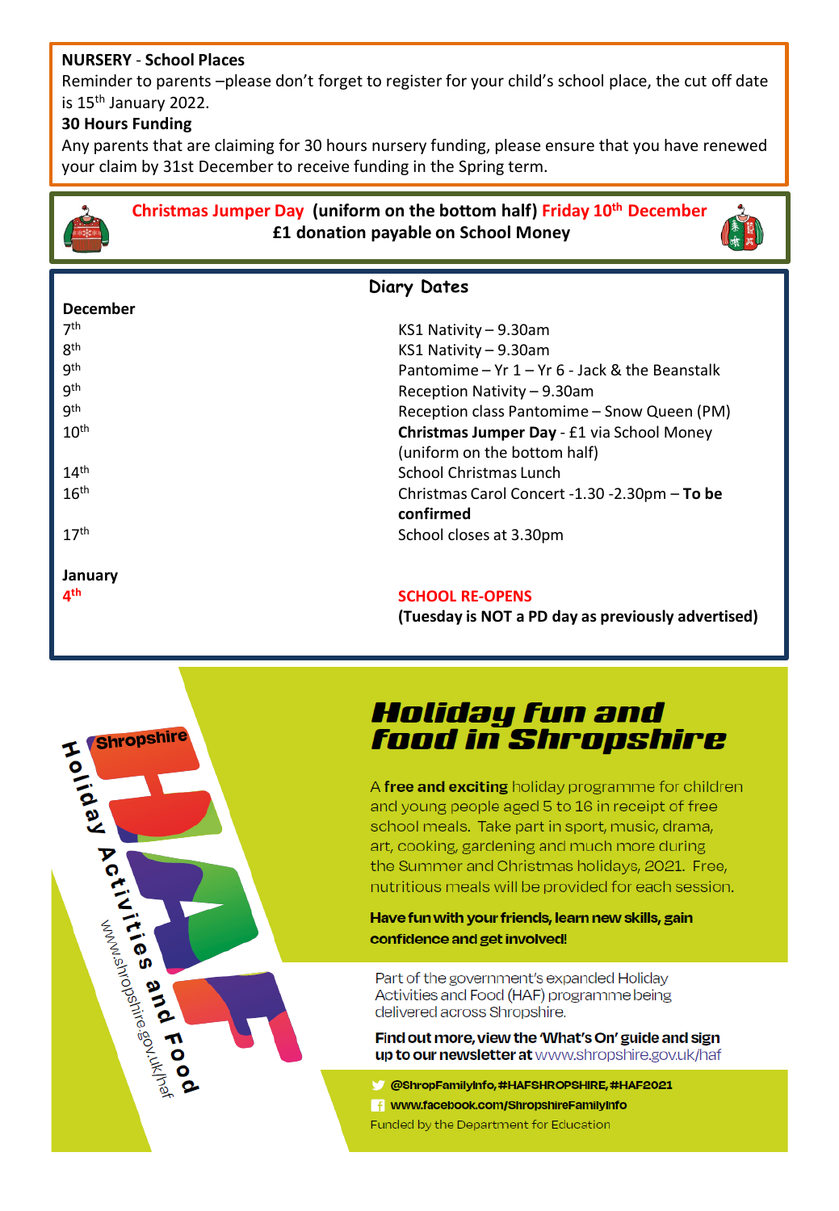**NURSERY** - **School Places**

Reminder to parents –please don't forget to register for your child's school place, the cut off date is 15th January 2022.

**30 Hours Funding**

Any parents that are claiming for 30 hours nursery funding, please ensure that you have renewed your claim by 31st December to receive funding in the Spring term.

**Christmas Jumper Day (uniform on the bottom half) Friday 10th December**
**£1 donation payable on School Money**

## Diary Dates

| | |
|---|---|
| **December** | |
| 7th | KS1 Nativity – 9.30am |
| 8th | KS1 Nativity – 9.30am |
| 9th | Pantomime – Yr 1 – Yr 6 - Jack & the Beanstalk |
| 9th | Reception Nativity – 9.30am |
| 9th | Reception class Pantomime – Snow Queen (PM) |
| 10th | **Christmas Jumper Day** - £1 via School Money (uniform on the bottom half) |
| 14th | School Christmas Lunch |
| 16th | Christmas Carol Concert -1.30 -2.30pm – **To be confirmed** |
| 17th | School closes at 3.30pm |
| **January** | |
| 4th | SCHOOL RE-OPENS **(Tuesday is NOT a PD day as previously advertised)** |

Shropshire HAF
Holiday Activities and Food
www.shropshire.gov.uk/haf

# Holiday fun and food in Shropshire

A **free and exciting** holiday programme for children and young people aged 5 to 16 in receipt of free school meals. Take part in sport, music, drama, art, cooking, gardening and much more during the Summer and Christmas holidays, 2021. Free, nutritious meals will be provided for each session.

**Have fun with your friends, learn new skills, gain confidence and get involved!**

Part of the government's expanded Holiday Activities and Food (HAF) programme being delivered across Shropshire.

**Find out more, view the 'What's On' guide and sign up to our newsletter at** www.shropshire.gov.uk/haf

@ShropFamilyInfo, #HAFSHROPSHIRE, #HAF2021

www.facebook.com/ShropshireFamilyInfo

Funded by the Department for Education